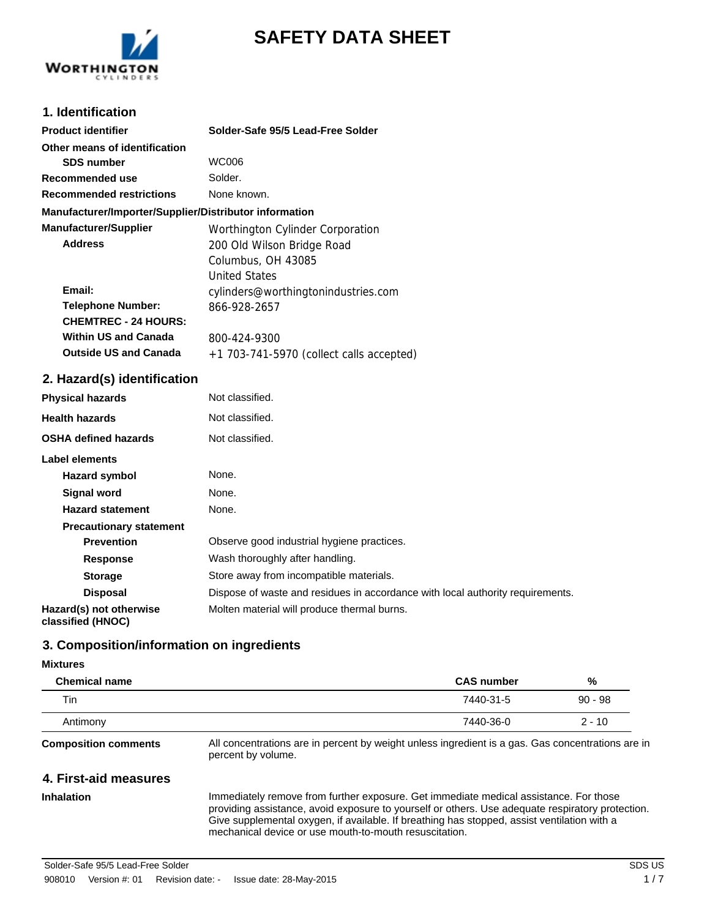# SAFETY DATA SHEET

## 1. Identification

| | |
|---|---|
| **Product identifier** | **Solder-Safe 95/5 Lead-Free Solder** |
| **Other means of identification** | |
| **SDS number** | WC006 |
| **Recommended use** | Solder. |
| **Recommended restrictions** | None known. |

**Manufacturer/Importer/Supplier/Distributor information**

| | |
|---|---|
| **Manufacturer/Supplier** | Worthington Cylinder Corporation |
| **Address** | 200 Old Wilson Bridge Road<br>Columbus, OH 43085<br>United States |
| **Email:** | cylinders@worthingtonindustries.com |
| **Telephone Number:** | 866-928-2657 |
| **CHEMTREC - 24 HOURS:** | |
| **Within US and Canada** | 800-424-9300 |
| **Outside US and Canada** | +1 703-741-5970 (collect calls accepted) |

## 2. Hazard(s) identification

| | |
|---|---|
| **Physical hazards** | Not classified. |
| **Health hazards** | Not classified. |
| **OSHA defined hazards** | Not classified. |

**Label elements**

| | |
|---|---|
| **Hazard symbol** | None. |
| **Signal word** | None. |
| **Hazard statement** | None. |
| **Precautionary statement** | |
| **Prevention** | Observe good industrial hygiene practices. |
| **Response** | Wash thoroughly after handling. |
| **Storage** | Store away from incompatible materials. |
| **Disposal** | Dispose of waste and residues in accordance with local authority requirements. |
| **Hazard(s) not otherwise classified (HNOC)** | Molten material will produce thermal burns. |

## 3. Composition/information on ingredients

**Mixtures**

| Chemical name | CAS number | % |
|---|---|---|
| Tin | 7440-31-5 | 90 - 98 |
| Antimony | 7440-36-0 | 2 - 10 |

**Composition comments** All concentrations are in percent by weight unless ingredient is a gas. Gas concentrations are in percent by volume.

## 4. First-aid measures

**Inhalation** Immediately remove from further exposure. Get immediate medical assistance. For those providing assistance, avoid exposure to yourself or others. Use adequate respiratory protection. Give supplemental oxygen, if available. If breathing has stopped, assist ventilation with a mechanical device or use mouth-to-mouth resuscitation.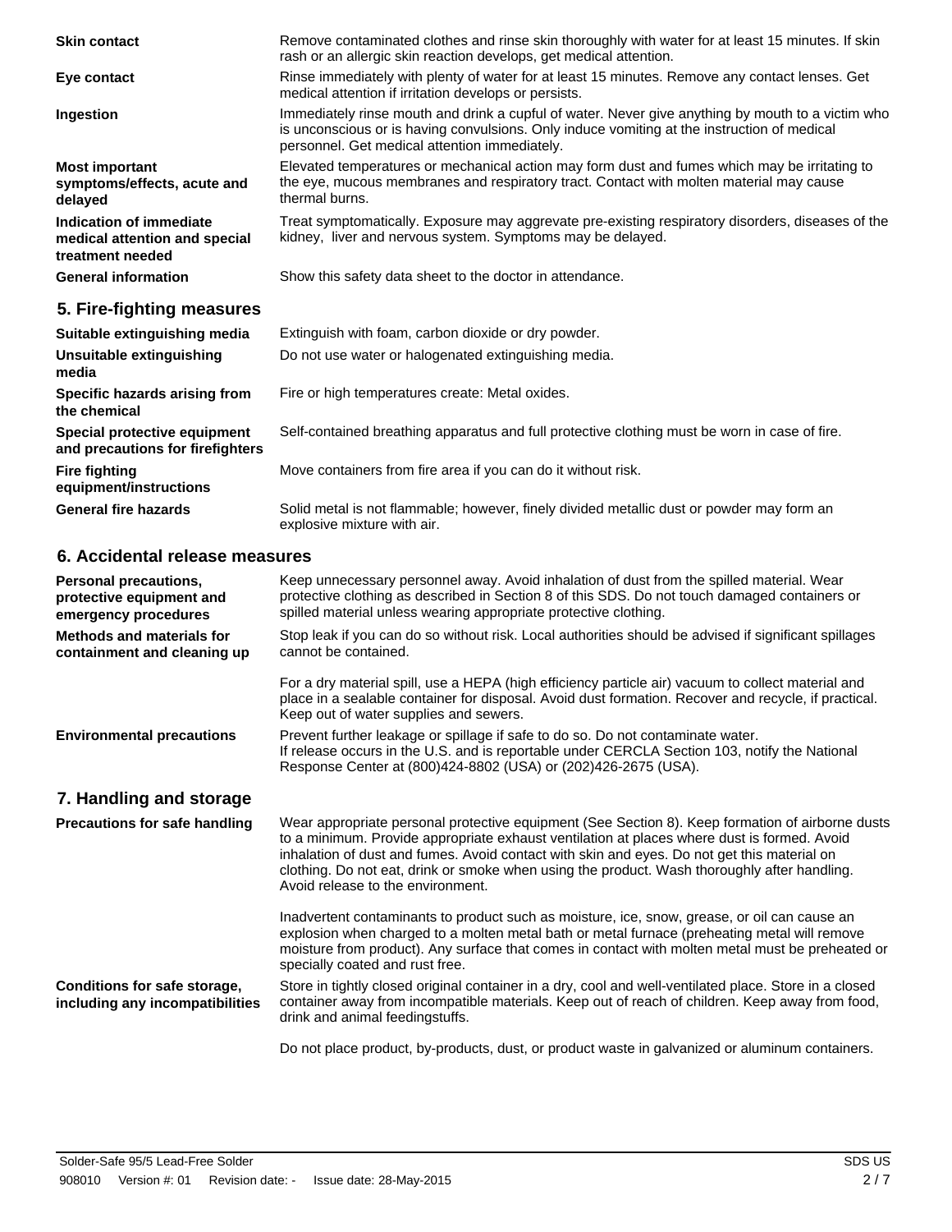| | |
|---|---|
| **Skin contact** | Remove contaminated clothes and rinse skin thoroughly with water for at least 15 minutes. If skin rash or an allergic skin reaction develops, get medical attention. |
| **Eye contact** | Rinse immediately with plenty of water for at least 15 minutes. Remove any contact lenses. Get medical attention if irritation develops or persists. |
| **Ingestion** | Immediately rinse mouth and drink a cupful of water. Never give anything by mouth to a victim who is unconscious or is having convulsions. Only induce vomiting at the instruction of medical personnel. Get medical attention immediately. |
| **Most important symptoms/effects, acute and delayed** | Elevated temperatures or mechanical action may form dust and fumes which may be irritating to the eye, mucous membranes and respiratory tract. Contact with molten material may cause thermal burns. |
| **Indication of immediate medical attention and special treatment needed** | Treat symptomatically. Exposure may aggrevate pre-existing respiratory disorders, diseases of the kidney, liver and nervous system. Symptoms may be delayed. |
| **General information** | Show this safety data sheet to the doctor in attendance. |

## 5. Fire-fighting measures

| | |
|---|---|
| **Suitable extinguishing media** | Extinguish with foam, carbon dioxide or dry powder. |
| **Unsuitable extinguishing media** | Do not use water or halogenated extinguishing media. |
| **Specific hazards arising from the chemical** | Fire or high temperatures create: Metal oxides. |
| **Special protective equipment and precautions for firefighters** | Self-contained breathing apparatus and full protective clothing must be worn in case of fire. |
| **Fire fighting equipment/instructions** | Move containers from fire area if you can do it without risk. |
| **General fire hazards** | Solid metal is not flammable; however, finely divided metallic dust or powder may form an explosive mixture with air. |

## 6. Accidental release measures

| | |
|---|---|
| **Personal precautions, protective equipment and emergency procedures** | Keep unnecessary personnel away. Avoid inhalation of dust from the spilled material. Wear protective clothing as described in Section 8 of this SDS. Do not touch damaged containers or spilled material unless wearing appropriate protective clothing. |
| **Methods and materials for containment and cleaning up** | Stop leak if you can do so without risk. Local authorities should be advised if significant spillages cannot be contained.<br><br>For a dry material spill, use a HEPA (high efficiency particle air) vacuum to collect material and place in a sealable container for disposal. Avoid dust formation. Recover and recycle, if practical. Keep out of water supplies and sewers. |
| **Environmental precautions** | Prevent further leakage or spillage if safe to do so. Do not contaminate water.<br>If release occurs in the U.S. and is reportable under CERCLA Section 103, notify the National Response Center at (800)424-8802 (USA) or (202)426-2675 (USA). |

## 7. Handling and storage

| | |
|---|---|
| **Precautions for safe handling** | Wear appropriate personal protective equipment (See Section 8). Keep formation of airborne dusts to a minimum. Provide appropriate exhaust ventilation at places where dust is formed. Avoid inhalation of dust and fumes. Avoid contact with skin and eyes. Do not get this material on clothing. Do not eat, drink or smoke when using the product. Wash thoroughly after handling. Avoid release to the environment.<br><br>Inadvertent contaminants to product such as moisture, ice, snow, grease, or oil can cause an explosion when charged to a molten metal bath or metal furnace (preheating metal will remove moisture from product). Any surface that comes in contact with molten metal must be preheated or specially coated and rust free. |
| **Conditions for safe storage, including any incompatibilities** | Store in tightly closed original container in a dry, cool and well-ventilated place. Store in a closed container away from incompatible materials. Keep out of reach of children. Keep away from food, drink and animal feedingstuffs.<br><br>Do not place product, by-products, dust, or product waste in galvanized or aluminum containers. |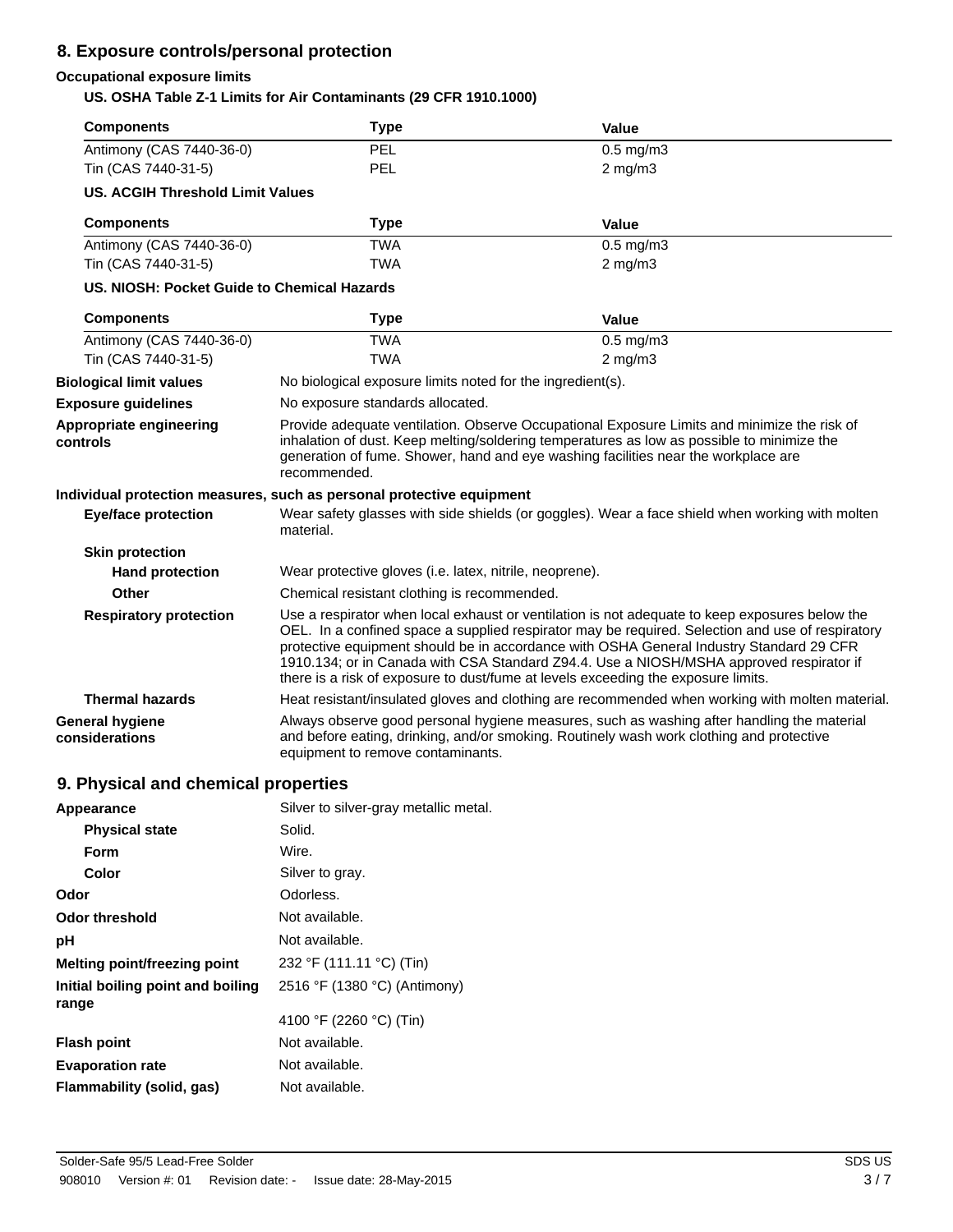## 8. Exposure controls/personal protection

**Occupational exposure limits**

**US. OSHA Table Z-1 Limits for Air Contaminants (29 CFR 1910.1000)**

| Components | Type | Value |
|---|---|---|
| Antimony (CAS 7440-36-0) | PEL | 0.5 mg/m3 |
| Tin (CAS 7440-31-5) | PEL | 2 mg/m3 |

**US. ACGIH Threshold Limit Values**

| Components | Type | Value |
|---|---|---|
| Antimony (CAS 7440-36-0) | TWA | 0.5 mg/m3 |
| Tin (CAS 7440-31-5) | TWA | 2 mg/m3 |

**US. NIOSH: Pocket Guide to Chemical Hazards**

| Components | Type | Value |
|---|---|---|
| Antimony (CAS 7440-36-0) | TWA | 0.5 mg/m3 |
| Tin (CAS 7440-31-5) | TWA | 2 mg/m3 |

**Biological limit values**
No biological exposure limits noted for the ingredient(s).

**Exposure guidelines**
No exposure standards allocated.

**Appropriate engineering controls**
Provide adequate ventilation. Observe Occupational Exposure Limits and minimize the risk of inhalation of dust. Keep melting/soldering temperatures as low as possible to minimize the generation of fume. Shower, hand and eye washing facilities near the workplace are recommended.

**Individual protection measures, such as personal protective equipment**

**Eye/face protection**
Wear safety glasses with side shields (or goggles). Wear a face shield when working with molten material.

**Skin protection**

**Hand protection**
Wear protective gloves (i.e. latex, nitrile, neoprene).

**Other**
Chemical resistant clothing is recommended.

**Respiratory protection**
Use a respirator when local exhaust or ventilation is not adequate to keep exposures below the OEL. In a confined space a supplied respirator may be required. Selection and use of respiratory protective equipment should be in accordance with OSHA General Industry Standard 29 CFR 1910.134; or in Canada with CSA Standard Z94.4. Use a NIOSH/MSHA approved respirator if there is a risk of exposure to dust/fume at levels exceeding the exposure limits.

**Thermal hazards**
Heat resistant/insulated gloves and clothing are recommended when working with molten material.

**General hygiene considerations**
Always observe good personal hygiene measures, such as washing after handling the material and before eating, drinking, and/or smoking. Routinely wash work clothing and protective equipment to remove contaminants.

## 9. Physical and chemical properties

**Appearance**
Silver to silver-gray metallic metal.

**Physical state**
Solid.

**Form**
Wire.

**Color**
Silver to gray.

**Odor**
Odorless.

**Odor threshold**
Not available.

**pH**
Not available.

**Melting point/freezing point**
232 °F (111.11 °C) (Tin)

**Initial boiling point and boiling range**
2516 °F (1380 °C) (Antimony)

4100 °F (2260 °C) (Tin)

**Flash point**
Not available.

**Evaporation rate**
Not available.

**Flammability (solid, gas)**
Not available.

Solder-Safe 95/5 Lead-Free Solder
908010 Version #: 01 Revision date: - Issue date: 28-May-2015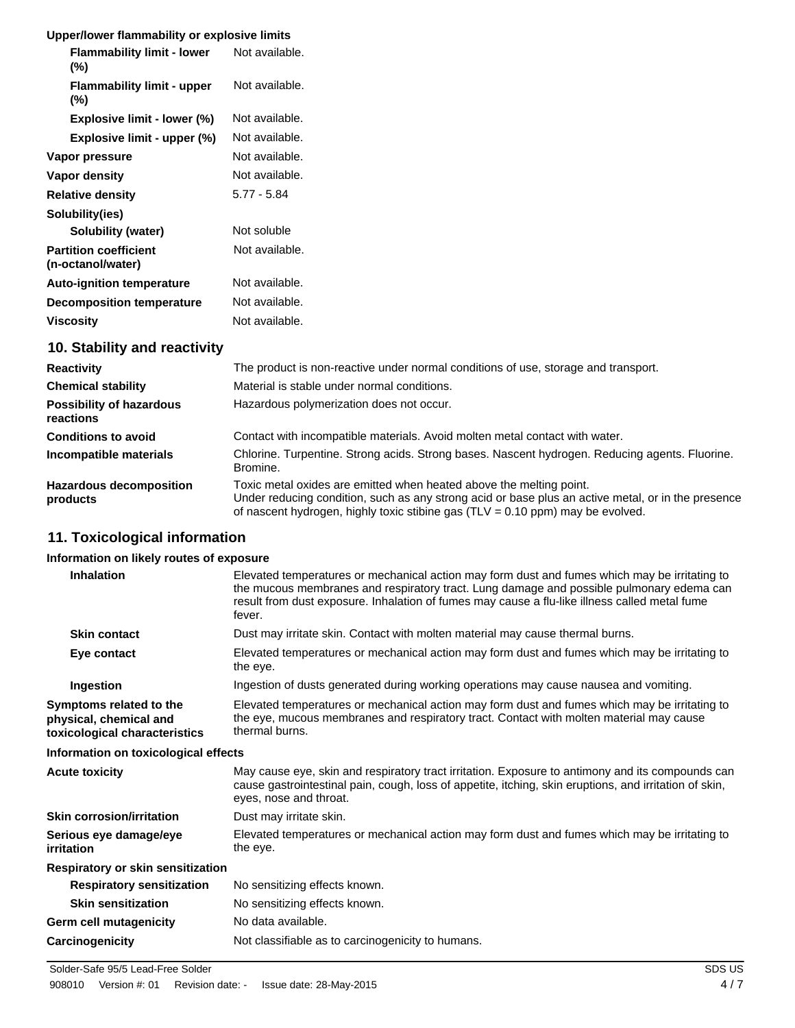**Upper/lower flammability or explosive limits**

| | |
|---|---|
| **Flammability limit - lower (%)** | Not available. |
| **Flammability limit - upper (%)** | Not available. |
| **Explosive limit - lower (%)** | Not available. |
| **Explosive limit - upper (%)** | Not available. |
| **Vapor pressure** | Not available. |
| **Vapor density** | Not available. |
| **Relative density** | 5.77 - 5.84 |
| **Solubility(ies)** | |
| **Solubility (water)** | Not soluble |
| **Partition coefficient (n-octanol/water)** | Not available. |
| **Auto-ignition temperature** | Not available. |
| **Decomposition temperature** | Not available. |
| **Viscosity** | Not available. |

## 10. Stability and reactivity

| | |
|---|---|
| **Reactivity** | The product is non-reactive under normal conditions of use, storage and transport. |
| **Chemical stability** | Material is stable under normal conditions. |
| **Possibility of hazardous reactions** | Hazardous polymerization does not occur. |
| **Conditions to avoid** | Contact with incompatible materials. Avoid molten metal contact with water. |
| **Incompatible materials** | Chlorine. Turpentine. Strong acids. Strong bases. Nascent hydrogen. Reducing agents. Fluorine. Bromine. |
| **Hazardous decomposition products** | Toxic metal oxides are emitted when heated above the melting point. Under reducing condition, such as any strong acid or base plus an active metal, or in the presence of nascent hydrogen, highly toxic stibine gas (TLV = 0.10 ppm) may be evolved. |

## 11. Toxicological information

**Information on likely routes of exposure**

| | |
|---|---|
| **Inhalation** | Elevated temperatures or mechanical action may form dust and fumes which may be irritating to the mucous membranes and respiratory tract. Lung damage and possible pulmonary edema can result from dust exposure. Inhalation of fumes may cause a flu-like illness called metal fume fever. |
| **Skin contact** | Dust may irritate skin. Contact with molten material may cause thermal burns. |
| **Eye contact** | Elevated temperatures or mechanical action may form dust and fumes which may be irritating to the eye. |
| **Ingestion** | Ingestion of dusts generated during working operations may cause nausea and vomiting. |
| **Symptoms related to the physical, chemical and toxicological characteristics** | Elevated temperatures or mechanical action may form dust and fumes which may be irritating to the eye, mucous membranes and respiratory tract. Contact with molten material may cause thermal burns. |

**Information on toxicological effects**

| | |
|---|---|
| **Acute toxicity** | May cause eye, skin and respiratory tract irritation. Exposure to antimony and its compounds can cause gastrointestinal pain, cough, loss of appetite, itching, skin eruptions, and irritation of skin, eyes, nose and throat. |
| **Skin corrosion/irritation** | Dust may irritate skin. |
| **Serious eye damage/eye irritation** | Elevated temperatures or mechanical action may form dust and fumes which may be irritating to the eye. |
| **Respiratory or skin sensitization** | |
| **Respiratory sensitization** | No sensitizing effects known. |
| **Skin sensitization** | No sensitizing effects known. |
| **Germ cell mutagenicity** | No data available. |
| **Carcinogenicity** | Not classifiable as to carcinogenicity to humans. |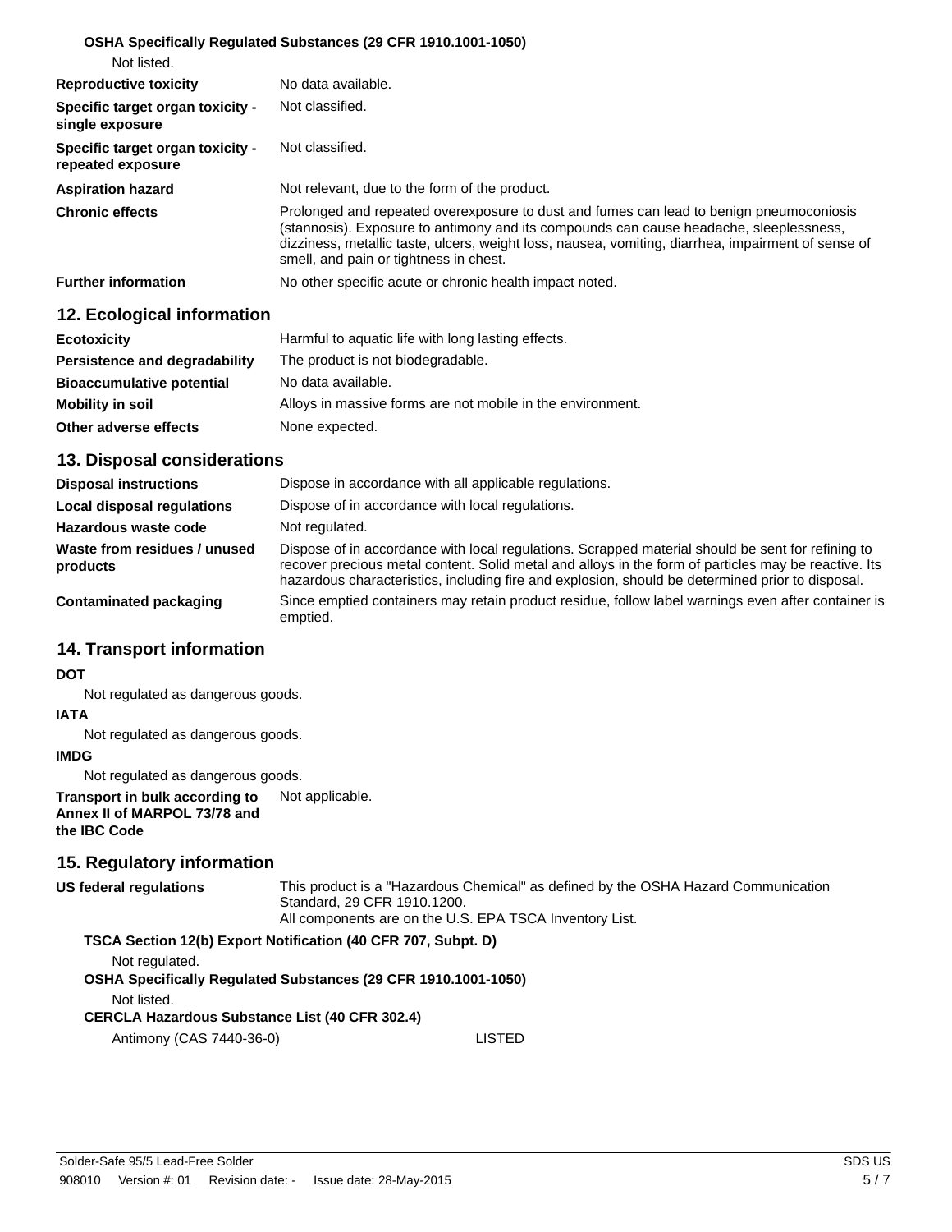**OSHA Specifically Regulated Substances (29 CFR 1910.1001-1050)**

Not listed.

| | |
|---|---|
| **Reproductive toxicity** | No data available. |
| **Specific target organ toxicity - single exposure** | Not classified. |
| **Specific target organ toxicity - repeated exposure** | Not classified. |
| **Aspiration hazard** | Not relevant, due to the form of the product. |
| **Chronic effects** | Prolonged and repeated overexposure to dust and fumes can lead to benign pneumoconiosis (stannosis). Exposure to antimony and its compounds can cause headache, sleeplessness, dizziness, metallic taste, ulcers, weight loss, nausea, vomiting, diarrhea, impairment of sense of smell, and pain or tightness in chest. |
| **Further information** | No other specific acute or chronic health impact noted. |

## 12. Ecological information

| | |
|---|---|
| **Ecotoxicity** | Harmful to aquatic life with long lasting effects. |
| **Persistence and degradability** | The product is not biodegradable. |
| **Bioaccumulative potential** | No data available. |
| **Mobility in soil** | Alloys in massive forms are not mobile in the environment. |
| **Other adverse effects** | None expected. |

## 13. Disposal considerations

| | |
|---|---|
| **Disposal instructions** | Dispose in accordance with all applicable regulations. |
| **Local disposal regulations** | Dispose of in accordance with local regulations. |
| **Hazardous waste code** | Not regulated. |
| **Waste from residues / unused products** | Dispose of in accordance with local regulations. Scrapped material should be sent for refining to recover precious metal content. Solid metal and alloys in the form of particles may be reactive. Its hazardous characteristics, including fire and explosion, should be determined prior to disposal. |
| **Contaminated packaging** | Since emptied containers may retain product residue, follow label warnings even after container is emptied. |

## 14. Transport information

**DOT**

Not regulated as dangerous goods.

**IATA**

Not regulated as dangerous goods.

**IMDG**

Not regulated as dangerous goods.

| | |
|---|---|
| **Transport in bulk according to Annex II of MARPOL 73/78 and the IBC Code** | Not applicable. |

## 15. Regulatory information

| | |
|---|---|
| **US federal regulations** | This product is a "Hazardous Chemical" as defined by the OSHA Hazard Communication Standard, 29 CFR 1910.1200.<br>All components are on the U.S. EPA TSCA Inventory List. |

**TSCA Section 12(b) Export Notification (40 CFR 707, Subpt. D)**

Not regulated.

**OSHA Specifically Regulated Substances (29 CFR 1910.1001-1050)**

Not listed.

**CERCLA Hazardous Substance List (40 CFR 302.4)**

| | |
|---|---|
| Antimony (CAS 7440-36-0) | LISTED |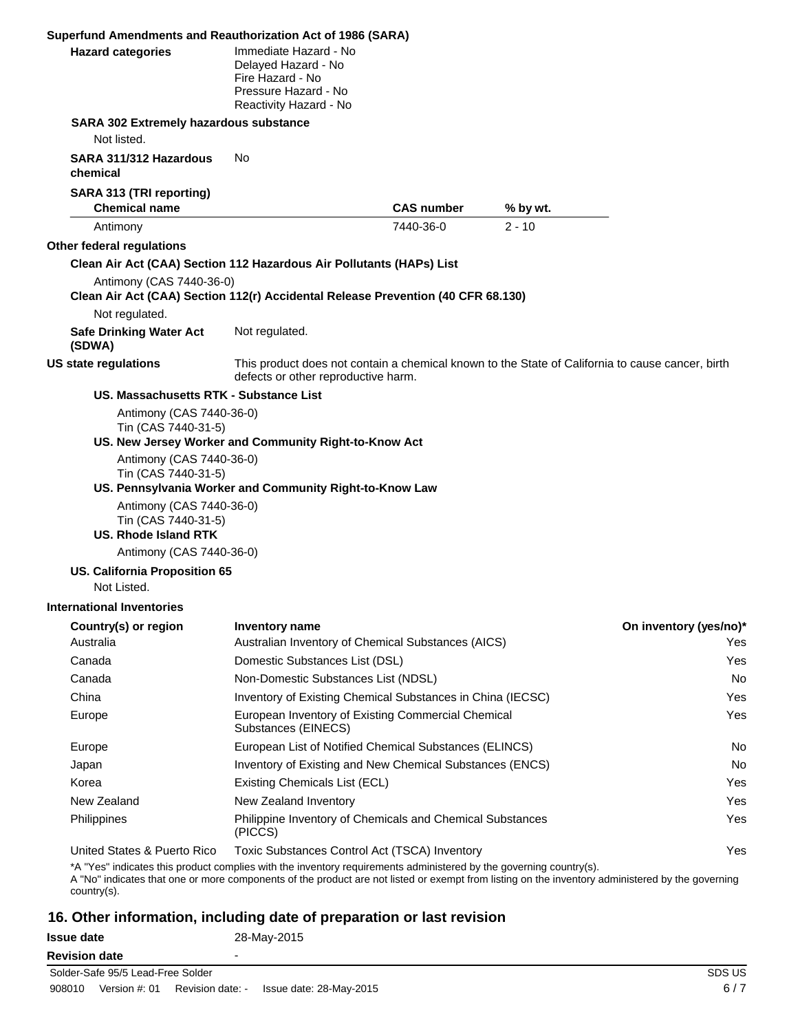**Superfund Amendments and Reauthorization Act of 1986 (SARA)**

**Hazard categories**

Immediate Hazard - No
Delayed Hazard - No
Fire Hazard - No
Pressure Hazard - No
Reactivity Hazard - No

**SARA 302 Extremely hazardous substance**

Not listed.

**SARA 311/312 Hazardous chemical** No

**SARA 313 (TRI reporting)**

| Chemical name | CAS number | % by wt. |
|---|---|---|
| Antimony | 7440-36-0 | 2 - 10 |

**Other federal regulations**

**Clean Air Act (CAA) Section 112 Hazardous Air Pollutants (HAPs) List**

Antimony (CAS 7440-36-0)

**Clean Air Act (CAA) Section 112(r) Accidental Release Prevention (40 CFR 68.130)**

Not regulated.

**Safe Drinking Water Act (SDWA)** Not regulated.

**US state regulations** This product does not contain a chemical known to the State of California to cause cancer, birth defects or other reproductive harm.

**US. Massachusetts RTK - Substance List**

Antimony (CAS 7440-36-0)
Tin (CAS 7440-31-5)

**US. New Jersey Worker and Community Right-to-Know Act**

Antimony (CAS 7440-36-0)
Tin (CAS 7440-31-5)

**US. Pennsylvania Worker and Community Right-to-Know Law**

Antimony (CAS 7440-36-0)
Tin (CAS 7440-31-5)

**US. Rhode Island RTK**

Antimony (CAS 7440-36-0)

**US. California Proposition 65**

Not Listed.

**International Inventories**

| Country(s) or region | Inventory name | On inventory (yes/no)* |
|---|---|---|
| Australia | Australian Inventory of Chemical Substances (AICS) | Yes |
| Canada | Domestic Substances List (DSL) | Yes |
| Canada | Non-Domestic Substances List (NDSL) | No |
| China | Inventory of Existing Chemical Substances in China (IECSC) | Yes |
| Europe | European Inventory of Existing Commercial Chemical Substances (EINECS) | Yes |
| Europe | European List of Notified Chemical Substances (ELINCS) | No |
| Japan | Inventory of Existing and New Chemical Substances (ENCS) | No |
| Korea | Existing Chemicals List (ECL) | Yes |
| New Zealand | New Zealand Inventory | Yes |
| Philippines | Philippine Inventory of Chemicals and Chemical Substances (PICCS) | Yes |
| United States & Puerto Rico | Toxic Substances Control Act (TSCA) Inventory | Yes |

*A "Yes" indicates this product complies with the inventory requirements administered by the governing country(s).
A "No" indicates that one or more components of the product are not listed or exempt from listing on the inventory administered by the governing country(s).

## 16. Other information, including date of preparation or last revision

**Issue date** 28-May-2015

**Revision date** -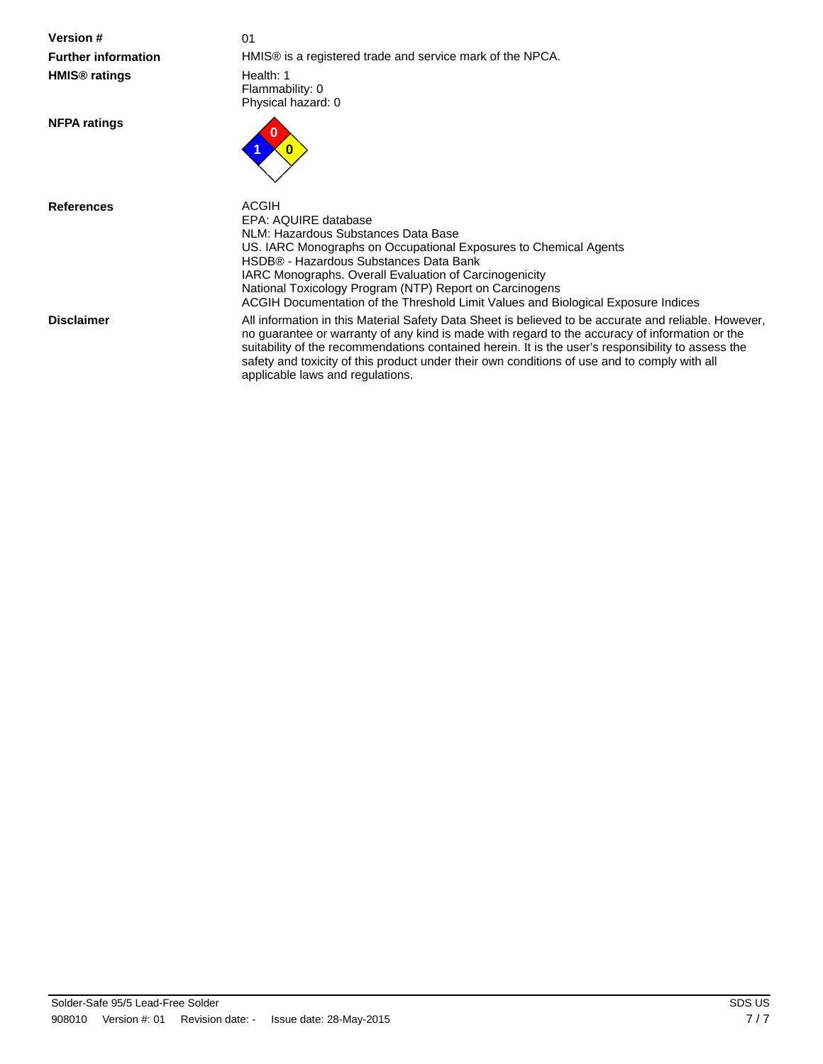**Version #** 01

**Further information** HMIS® is a registered trade and service mark of the NPCA.

**HMIS® ratings**
Health: 1
Flammability: 0
Physical hazard: 0

**NFPA ratings**

0
1 0

**References**
ACGIH
EPA: AQUIRE database
NLM: Hazardous Substances Data Base
US. IARC Monographs on Occupational Exposures to Chemical Agents
HSDB® - Hazardous Substances Data Bank
IARC Monographs. Overall Evaluation of Carcinogenicity
National Toxicology Program (NTP) Report on Carcinogens
ACGIH Documentation of the Threshold Limit Values and Biological Exposure Indices

**Disclaimer**
All information in this Material Safety Data Sheet is believed to be accurate and reliable. However, no guarantee or warranty of any kind is made with regard to the accuracy of information or the suitability of the recommendations contained herein. It is the user's responsibility to assess the safety and toxicity of this product under their own conditions of use and to comply with all applicable laws and regulations.